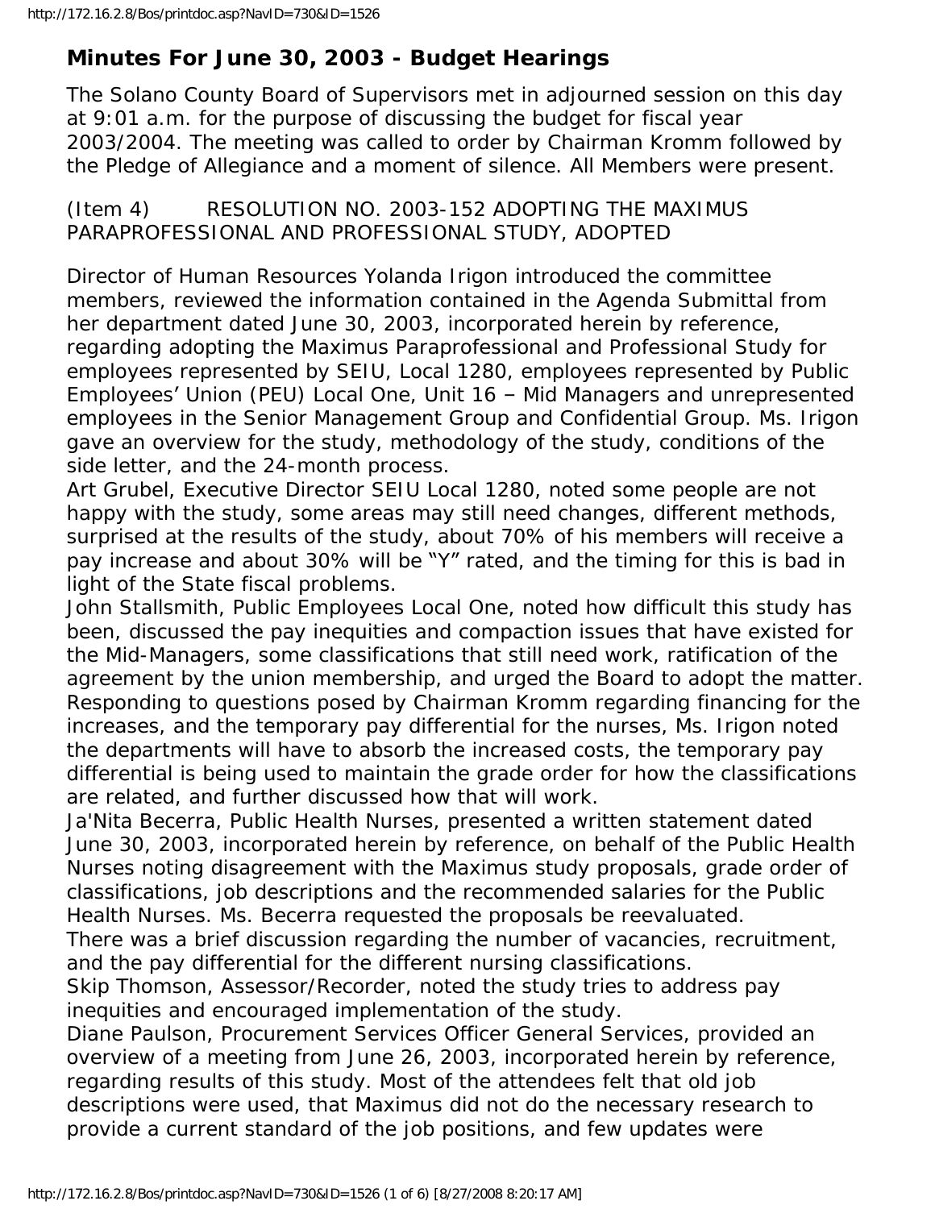## Minutes For June 30, 2003 - Budget Hearings

The Solano County Board of Supervisors met in adjourned session on this day at 9:01 a.m. for the purpose of discussing the budget for fiscal year 2003/2004. The meeting was called to order by Chairman Kromm followed by the Pledge of Allegiance and a moment of silence. All Members were present.

(Item 4) RESOLUTION NO. 2003-152 ADOPTING THE MAXIMUS PARAPROFESSIONAL AND PROFESSIONAL STUDY, ADOPTED

Director of Human Resources Yolanda Irigon introduced the committee members, reviewed the information contained in the Agenda Submittal from her department dated June 30, 2003, incorporated herein by reference, regarding adopting the Maximus Paraprofessional and Professional Study for employees represented by SEIU, Local 1280, employees represented by Public Employees' Union (PEU) Local One, Unit 16 – Mid Managers and unrepresented employees in the Senior Management Group and Confidential Group. Ms. Irigon gave an overview for the study, methodology of the study, conditions of the side letter, and the 24-month process.

Art Grubel, Executive Director SEIU Local 1280, noted some people are not happy with the study, some areas may still need changes, different methods, surprised at the results of the study, about 70% of his members will receive a pay increase and about 30% will be "Y" rated, and the timing for this is bad in light of the State fiscal problems.

John Stallsmith, Public Employees Local One, noted how difficult this study has been, discussed the pay inequities and compaction issues that have existed for the Mid-Managers, some classifications that still need work, ratification of the agreement by the union membership, and urged the Board to adopt the matter.

Responding to questions posed by Chairman Kromm regarding financing for the increases, and the temporary pay differential for the nurses, Ms. Irigon noted the departments will have to absorb the increased costs, the temporary pay differential is being used to maintain the grade order for how the classifications are related, and further discussed how that will work.

Ja'Nita Becerra, Public Health Nurses, presented a written statement dated June 30, 2003, incorporated herein by reference, on behalf of the Public Health Nurses noting disagreement with the Maximus study proposals, grade order of classifications, job descriptions and the recommended salaries for the Public Health Nurses. Ms. Becerra requested the proposals be reevaluated.

There was a brief discussion regarding the number of vacancies, recruitment, and the pay differential for the different nursing classifications.

Skip Thomson, Assessor/Recorder, noted the study tries to address pay inequities and encouraged implementation of the study.

Diane Paulson, Procurement Services Officer General Services, provided an overview of a meeting from June 26, 2003, incorporated herein by reference, regarding results of this study. Most of the attendees felt that old job descriptions were used, that Maximus did not do the necessary research to provide a current standard of the job positions, and few updates were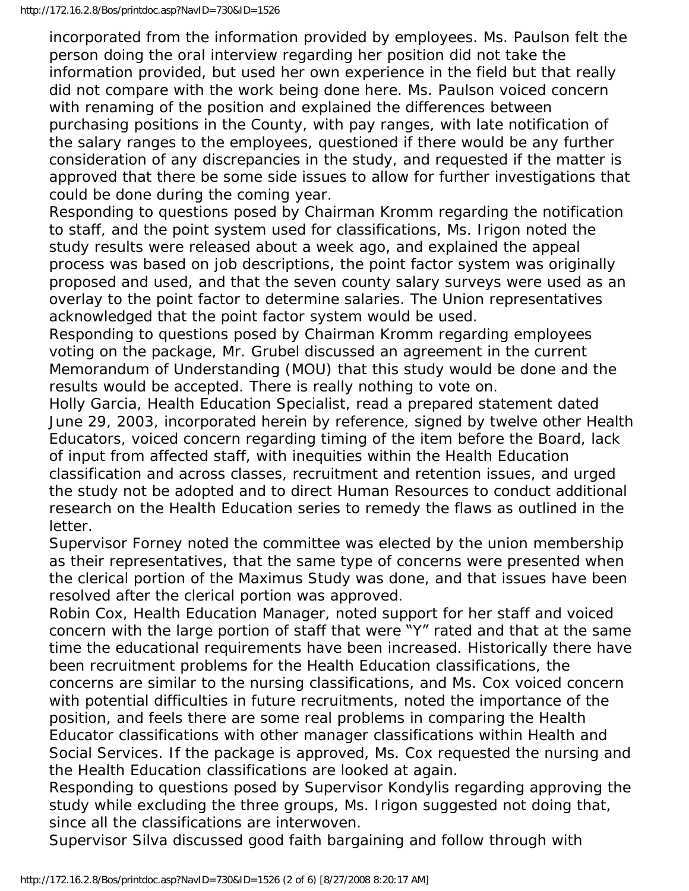incorporated from the information provided by employees. Ms. Paulson felt the person doing the oral interview regarding her position did not take the information provided, but used her own experience in the field but that really did not compare with the work being done here. Ms. Paulson voiced concern with renaming of the position and explained the differences between purchasing positions in the County, with pay ranges, with late notification of the salary ranges to the employees, questioned if there would be any further consideration of any discrepancies in the study, and requested if the matter is approved that there be some side issues to allow for further investigations that could be done during the coming year.

Responding to questions posed by Chairman Kromm regarding the notification to staff, and the point system used for classifications, Ms. Irigon noted the study results were released about a week ago, and explained the appeal process was based on job descriptions, the point factor system was originally proposed and used, and that the seven county salary surveys were used as an overlay to the point factor to determine salaries. The Union representatives acknowledged that the point factor system would be used.

Responding to questions posed by Chairman Kromm regarding employees voting on the package, Mr. Grubel discussed an agreement in the current Memorandum of Understanding (MOU) that this study would be done and the results would be accepted. There is really nothing to vote on.

Holly Garcia, Health Education Specialist, read a prepared statement dated June 29, 2003, incorporated herein by reference, signed by twelve other Health Educators, voiced concern regarding timing of the item before the Board, lack of input from affected staff, with inequities within the Health Education classification and across classes, recruitment and retention issues, and urged the study not be adopted and to direct Human Resources to conduct additional research on the Health Education series to remedy the flaws as outlined in the letter.

Supervisor Forney noted the committee was elected by the union membership as their representatives, that the same type of concerns were presented when the clerical portion of the Maximus Study was done, and that issues have been resolved after the clerical portion was approved.

Robin Cox, Health Education Manager, noted support for her staff and voiced concern with the large portion of staff that were "Y" rated and that at the same time the educational requirements have been increased. Historically there have been recruitment problems for the Health Education classifications, the concerns are similar to the nursing classifications, and Ms. Cox voiced concern with potential difficulties in future recruitments, noted the importance of the position, and feels there are some real problems in comparing the Health Educator classifications with other manager classifications within Health and Social Services. If the package is approved, Ms. Cox requested the nursing and the Health Education classifications are looked at again.

Responding to questions posed by Supervisor Kondylis regarding approving the study while excluding the three groups, Ms. Irigon suggested not doing that, since all the classifications are interwoven.

Supervisor Silva discussed good faith bargaining and follow through with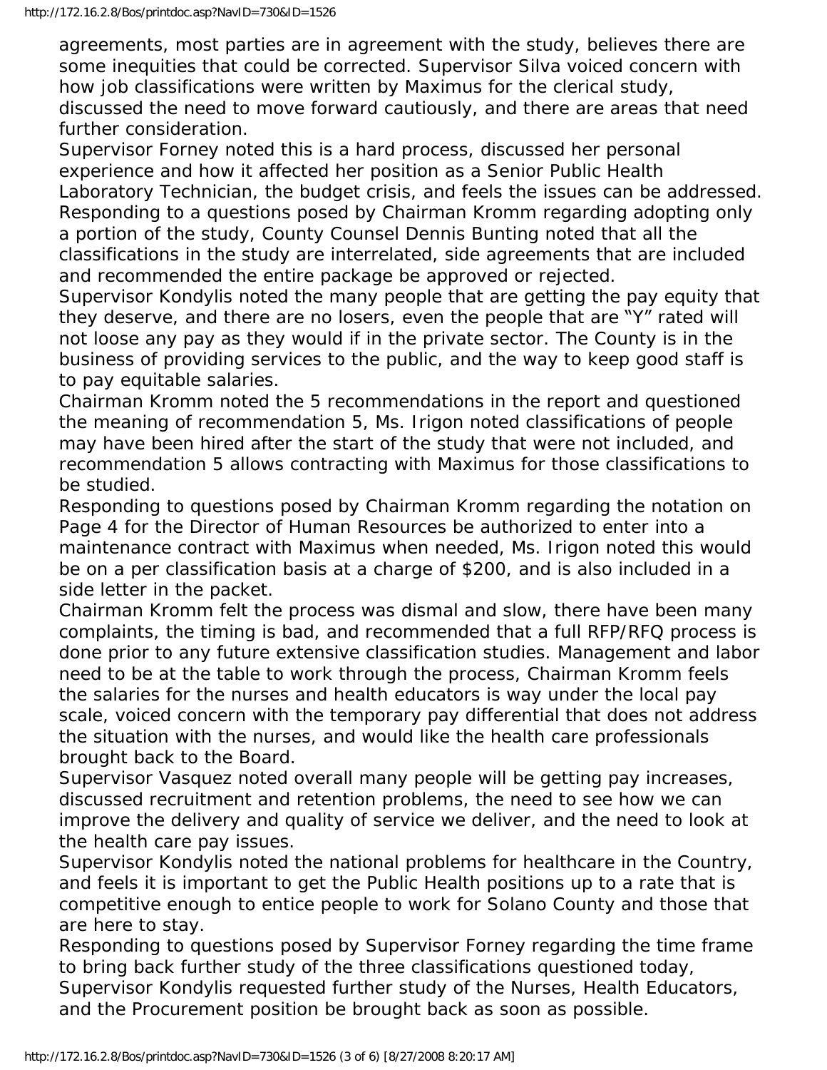agreements, most parties are in agreement with the study, believes there are some inequities that could be corrected. Supervisor Silva voiced concern with how job classifications were written by Maximus for the clerical study, discussed the need to move forward cautiously, and there are areas that need further consideration.

Supervisor Forney noted this is a hard process, discussed her personal experience and how it affected her position as a Senior Public Health Laboratory Technician, the budget crisis, and feels the issues can be addressed.

Responding to a questions posed by Chairman Kromm regarding adopting only a portion of the study, County Counsel Dennis Bunting noted that all the classifications in the study are interrelated, side agreements that are included and recommended the entire package be approved or rejected.

Supervisor Kondylis noted the many people that are getting the pay equity that they deserve, and there are no losers, even the people that are "Y" rated will not loose any pay as they would if in the private sector. The County is in the business of providing services to the public, and the way to keep good staff is to pay equitable salaries.

Chairman Kromm noted the 5 recommendations in the report and questioned the meaning of recommendation 5, Ms. Irigon noted classifications of people may have been hired after the start of the study that were not included, and recommendation 5 allows contracting with Maximus for those classifications to be studied.

Responding to questions posed by Chairman Kromm regarding the notation on Page 4 for the Director of Human Resources be authorized to enter into a maintenance contract with Maximus when needed, Ms. Irigon noted this would be on a per classification basis at a charge of $200, and is also included in a side letter in the packet.

Chairman Kromm felt the process was dismal and slow, there have been many complaints, the timing is bad, and recommended that a full RFP/RFQ process is done prior to any future extensive classification studies. Management and labor need to be at the table to work through the process, Chairman Kromm feels the salaries for the nurses and health educators is way under the local pay scale, voiced concern with the temporary pay differential that does not address the situation with the nurses, and would like the health care professionals brought back to the Board.

Supervisor Vasquez noted overall many people will be getting pay increases, discussed recruitment and retention problems, the need to see how we can improve the delivery and quality of service we deliver, and the need to look at the health care pay issues.

Supervisor Kondylis noted the national problems for healthcare in the Country, and feels it is important to get the Public Health positions up to a rate that is competitive enough to entice people to work for Solano County and those that are here to stay.

Responding to questions posed by Supervisor Forney regarding the time frame to bring back further study of the three classifications questioned today, Supervisor Kondylis requested further study of the Nurses, Health Educators, and the Procurement position be brought back as soon as possible.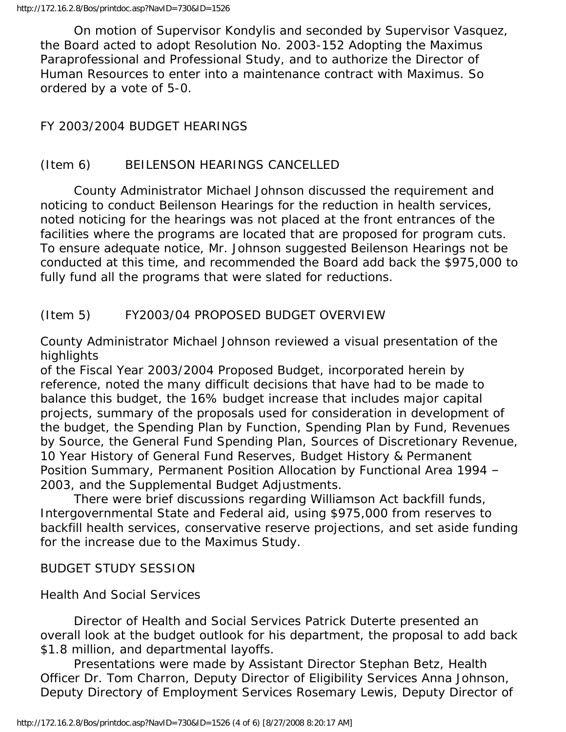On motion of Supervisor Kondylis and seconded by Supervisor Vasquez, the Board acted to adopt Resolution No. 2003-152 Adopting the Maximus Paraprofessional and Professional Study, and to authorize the Director of Human Resources to enter into a maintenance contract with Maximus. So ordered by a vote of 5-0.

FY 2003/2004 BUDGET HEARINGS

(Item 6) BEILENSON HEARINGS CANCELLED

County Administrator Michael Johnson discussed the requirement and noticing to conduct Beilenson Hearings for the reduction in health services, noted noticing for the hearings was not placed at the front entrances of the facilities where the programs are located that are proposed for program cuts. To ensure adequate notice, Mr. Johnson suggested Beilenson Hearings not be conducted at this time, and recommended the Board add back the $975,000 to fully fund all the programs that were slated for reductions.

(Item 5) FY2003/04 PROPOSED BUDGET OVERVIEW

County Administrator Michael Johnson reviewed a visual presentation of the highlights of the Fiscal Year 2003/2004 Proposed Budget, incorporated herein by reference, noted the many difficult decisions that have had to be made to balance this budget, the 16% budget increase that includes major capital projects, summary of the proposals used for consideration in development of the budget, the Spending Plan by Function, Spending Plan by Fund, Revenues by Source, the General Fund Spending Plan, Sources of Discretionary Revenue, 10 Year History of General Fund Reserves, Budget History & Permanent Position Summary, Permanent Position Allocation by Functional Area 1994 – 2003, and the Supplemental Budget Adjustments.

There were brief discussions regarding Williamson Act backfill funds, Intergovernmental State and Federal aid, using $975,000 from reserves to backfill health services, conservative reserve projections, and set aside funding for the increase due to the Maximus Study.

BUDGET STUDY SESSION

Health And Social Services

Director of Health and Social Services Patrick Duterte presented an overall look at the budget outlook for his department, the proposal to add back $1.8 million, and departmental layoffs.

Presentations were made by Assistant Director Stephan Betz, Health Officer Dr. Tom Charron, Deputy Director of Eligibility Services Anna Johnson, Deputy Directory of Employment Services Rosemary Lewis, Deputy Director of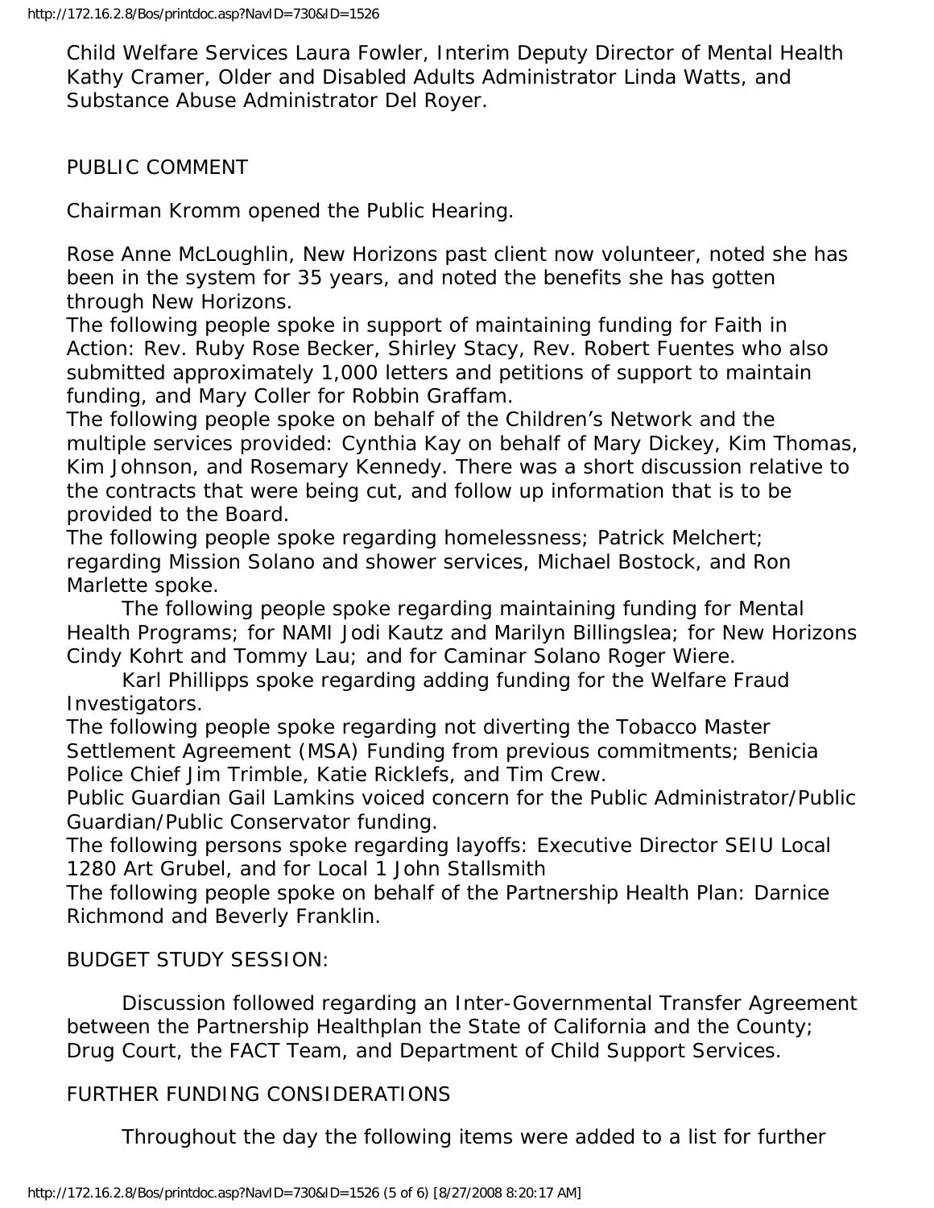Child Welfare Services Laura Fowler, Interim Deputy Director of Mental Health Kathy Cramer, Older and Disabled Adults Administrator Linda Watts, and Substance Abuse Administrator Del Royer.

PUBLIC COMMENT

Chairman Kromm opened the Public Hearing.

Rose Anne McLoughlin, New Horizons past client now volunteer, noted she has been in the system for 35 years, and noted the benefits she has gotten through New Horizons.

The following people spoke in support of maintaining funding for Faith in Action: Rev. Ruby Rose Becker, Shirley Stacy, Rev. Robert Fuentes who also submitted approximately 1,000 letters and petitions of support to maintain funding, and Mary Coller for Robbin Graffam.

The following people spoke on behalf of the Children's Network and the multiple services provided: Cynthia Kay on behalf of Mary Dickey, Kim Thomas, Kim Johnson, and Rosemary Kennedy. There was a short discussion relative to the contracts that were being cut, and follow up information that is to be provided to the Board.

The following people spoke regarding homelessness; Patrick Melchert; regarding Mission Solano and shower services, Michael Bostock, and Ron Marlette spoke.

The following people spoke regarding maintaining funding for Mental Health Programs; for NAMI Jodi Kautz and Marilyn Billingslea; for New Horizons Cindy Kohrt and Tommy Lau; and for Caminar Solano Roger Wiere.

Karl Phillipps spoke regarding adding funding for the Welfare Fraud Investigators.

The following people spoke regarding not diverting the Tobacco Master Settlement Agreement (MSA) Funding from previous commitments; Benicia Police Chief Jim Trimble, Katie Ricklefs, and Tim Crew.

Public Guardian Gail Lamkins voiced concern for the Public Administrator/Public Guardian/Public Conservator funding.

The following persons spoke regarding layoffs: Executive Director SEIU Local 1280 Art Grubel, and for Local 1 John Stallsmith

The following people spoke on behalf of the Partnership Health Plan: Darnice Richmond and Beverly Franklin.

BUDGET STUDY SESSION:

Discussion followed regarding an Inter-Governmental Transfer Agreement between the Partnership Healthplan the State of California and the County; Drug Court, the FACT Team, and Department of Child Support Services.

FURTHER FUNDING CONSIDERATIONS

Throughout the day the following items were added to a list for further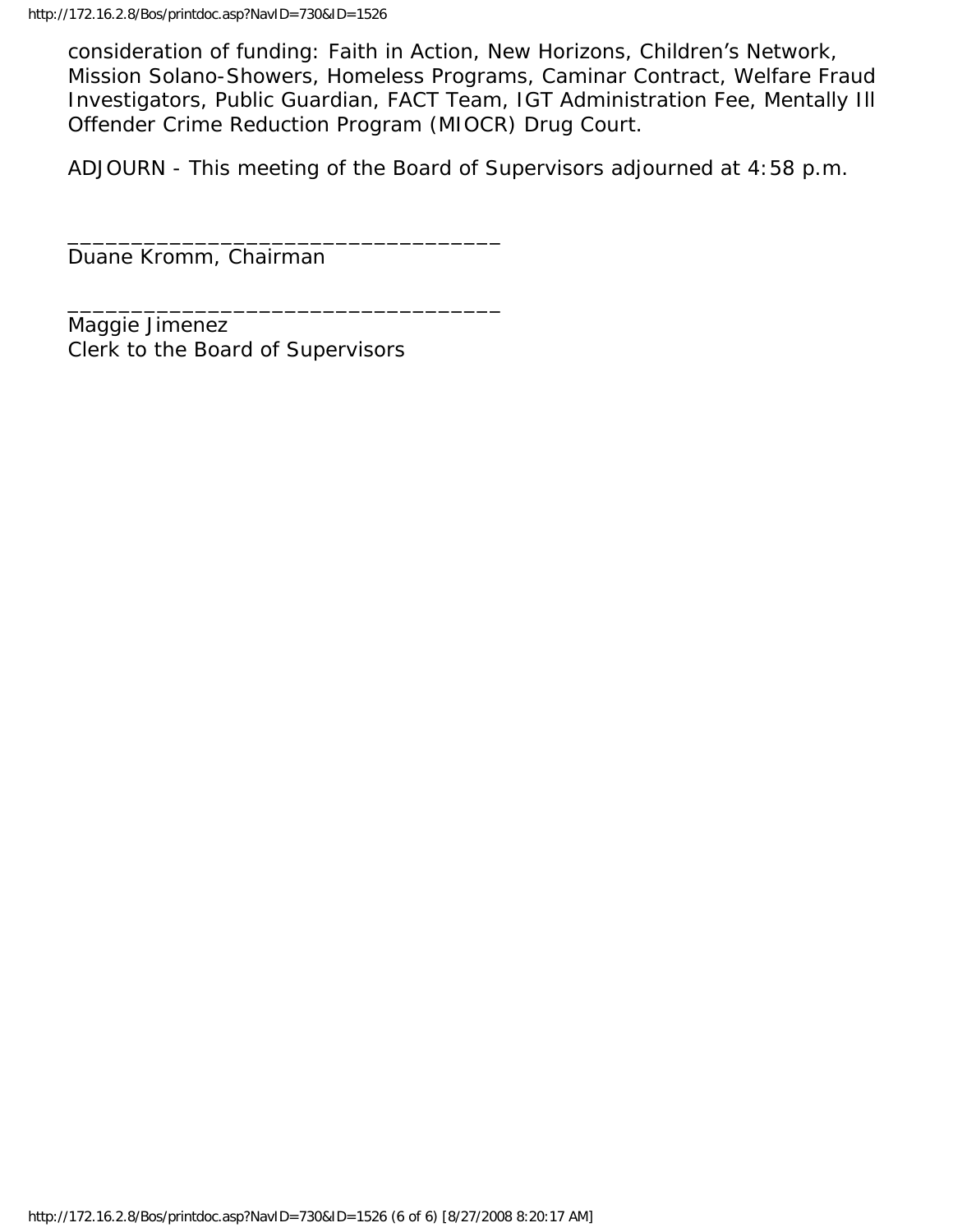consideration of funding: Faith in Action, New Horizons, Children's Network, Mission Solano-Showers, Homeless Programs, Caminar Contract, Welfare Fraud Investigators, Public Guardian, FACT Team, IGT Administration Fee, Mentally Ill Offender Crime Reduction Program (MIOCR) Drug Court.

ADJOURN - This meeting of the Board of Supervisors adjourned at 4:58 p.m.

_________________________________
Duane Kromm, Chairman

_________________________________
Maggie Jimenez
Clerk to the Board of Supervisors